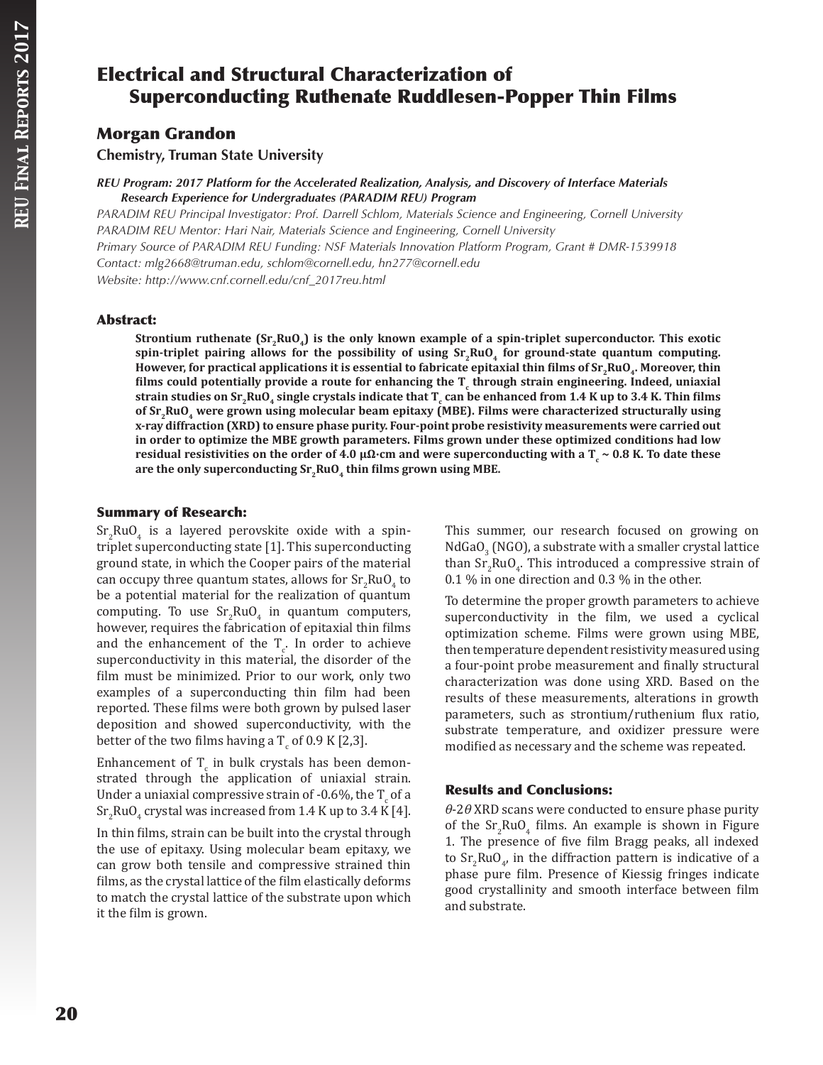# Electrical and Structural Characterization of Superconducting Ruthenate Ruddlesen-Popper Thin Films

## Morgan Grandon

**Chemistry, Truman State University**

***REU Program: 2017 Platform for the Accelerated Realization, Analysis, and Discovery of Interface Materials Research Experience for Undergraduates (PARADIM REU) Program***

*PARADIM REU Principal Investigator: Prof. Darrell Schlom, Materials Science and Engineering, Cornell University*
*PARADIM REU Mentor: Hari Nair, Materials Science and Engineering, Cornell University*
*Primary Source of PARADIM REU Funding: NSF Materials Innovation Platform Program, Grant # DMR-1539918*
*Contact: mlg2668@truman.edu, schlom@cornell.edu, hn277@cornell.edu*
*Website: http://www.cnf.cornell.edu/cnf_2017reu.html*

### Abstract:

**Strontium ruthenate ($Sr_2RuO_4$) is the only known example of a spin-triplet superconductor. This exotic spin-triplet pairing allows for the possibility of using $Sr_2RuO_4$ for ground-state quantum computing. However, for practical applications it is essential to fabricate epitaxial thin films of $Sr_2RuO_4$. Moreover, thin films could potentially provide a route for enhancing the $T_c$ through strain engineering. Indeed, uniaxial strain studies on $Sr_2RuO_4$ single crystals indicate that $T_c$ can be enhanced from 1.4 K up to 3.4 K. Thin films of $Sr_2RuO_4$ were grown using molecular beam epitaxy (MBE). Films were characterized structurally using x-ray diffraction (XRD) to ensure phase purity. Four-point probe resistivity measurements were carried out in order to optimize the MBE growth parameters. Films grown under these optimized conditions had low residual resistivities on the order of 4.0 μΩ·cm and were superconducting with a $T_c$ ~ 0.8 K. To date these are the only superconducting $Sr_2RuO_4$ thin films grown using MBE.**

### Summary of Research:

$Sr_2RuO_4$ is a layered perovskite oxide with a spin-triplet superconducting state [1]. This superconducting ground state, in which the Cooper pairs of the material can occupy three quantum states, allows for $Sr_2RuO_4$ to be a potential material for the realization of quantum computing. To use $Sr_2RuO_4$ in quantum computers, however, requires the fabrication of epitaxial thin films and the enhancement of the $T_c$. In order to achieve superconductivity in this material, the disorder of the film must be minimized. Prior to our work, only two examples of a superconducting thin film had been reported. These films were both grown by pulsed laser deposition and showed superconductivity, with the better of the two films having a $T_c$ of 0.9 K [2,3].

Enhancement of $T_c$ in bulk crystals has been demonstrated through the application of uniaxial strain. Under a uniaxial compressive strain of -0.6%, the $T_c$ of a $Sr_2RuO_4$ crystal was increased from 1.4 K up to 3.4 K [4].

In thin films, strain can be built into the crystal through the use of epitaxy. Using molecular beam epitaxy, we can grow both tensile and compressive strained thin films, as the crystal lattice of the film elastically deforms to match the crystal lattice of the substrate upon which it the film is grown.

This summer, our research focused on growing on $NdGaO_3$ (NGO), a substrate with a smaller crystal lattice than $Sr_2RuO_4$. This introduced a compressive strain of 0.1 % in one direction and 0.3 % in the other.

To determine the proper growth parameters to achieve superconductivity in the film, we used a cyclical optimization scheme. Films were grown using MBE, then temperature dependent resistivity measured using a four-point probe measurement and finally structural characterization was done using XRD. Based on the results of these measurements, alterations in growth parameters, such as strontium/ruthenium flux ratio, substrate temperature, and oxidizer pressure were modified as necessary and the scheme was repeated.

### Results and Conclusions:

$\theta$-$2\theta$ XRD scans were conducted to ensure phase purity of the $Sr_2RuO_4$ films. An example is shown in Figure 1. The presence of five film Bragg peaks, all indexed to $Sr_2RuO_4$, in the diffraction pattern is indicative of a phase pure film. Presence of Kiessig fringes indicate good crystallinity and smooth interface between film and substrate.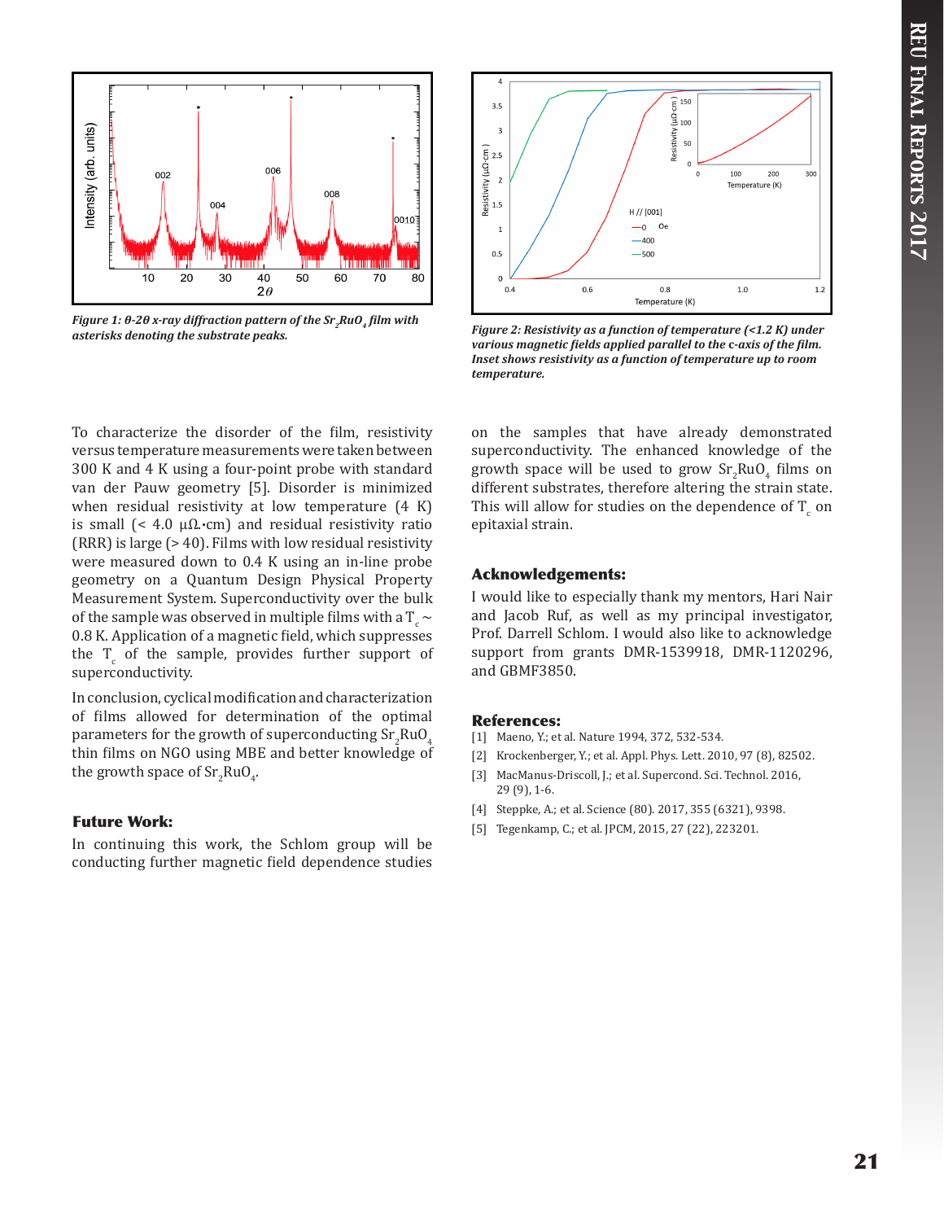Intensity (arb. units)

002

004

006

008

0010

10 20 30 40 50 60 70 80

2θ

*Figure 1: θ-2θ x-ray diffraction pattern of the $Sr_2RuO_4$ film with asterisks denoting the substrate peaks.*

Resistivity (μΩ·cm)

4 3.5 3 2.5 2 1.5 1 0.5 0

0.4 0.6 0.8 1.0 1.2

Temperature (K)

H // [001]

—0 Oe

—400

—500

Resistivity (μΩ·cm)

150 100 50 0

0 100 200 300

Temperature (K)

*Figure 2: Resistivity as a function of temperature (<1.2 K) under various magnetic fields applied parallel to the c-axis of the film. Inset shows resistivity as a function of temperature up to room temperature.*

To characterize the disorder of the film, resistivity versus temperature measurements were taken between 300 K and 4 K using a four-point probe with standard van der Pauw geometry [5]. Disorder is minimized when residual resistivity at low temperature (4 K) is small (< 4.0 μΩ·cm) and residual resistivity ratio (RRR) is large (> 40). Films with low residual resistivity were measured down to 0.4 K using an in-line probe geometry on a Quantum Design Physical Property Measurement System. Superconductivity over the bulk of the sample was observed in multiple films with a $T_c \sim 0.8$ K. Application of a magnetic field, which suppresses the $T_c$ of the sample, provides further support of superconductivity.

In conclusion, cyclical modification and characterization of films allowed for determination of the optimal parameters for the growth of superconducting $Sr_2RuO_4$ thin films on NGO using MBE and better knowledge of the growth space of $Sr_2RuO_4$.

## Future Work:

In continuing this work, the Schlom group will be conducting further magnetic field dependence studies on the samples that have already demonstrated superconductivity. The enhanced knowledge of the growth space will be used to grow $Sr_2RuO_4$ films on different substrates, therefore altering the strain state. This will allow for studies on the dependence of $T_c$ on epitaxial strain.

## Acknowledgements:

I would like to especially thank my mentors, Hari Nair and Jacob Ruf, as well as my principal investigator, Prof. Darrell Schlom. I would also like to acknowledge support from grants DMR-1539918, DMR-1120296, and GBMF3850.

## References:

[1] Maeno, Y.; et al. Nature 1994, 372, 532-534.

[2] Krockenberger, Y.; et al. Appl. Phys. Lett. 2010, 97 (8), 82502.

[3] MacManus-Driscoll, J.; et al. Supercond. Sci. Technol. 2016, 29 (9), 1-6.

[4] Steppke, A.; et al. Science (80). 2017, 355 (6321), 9398.

[5] Tegenkamp, C.; et al. JPCM, 2015, 27 (22), 223201.